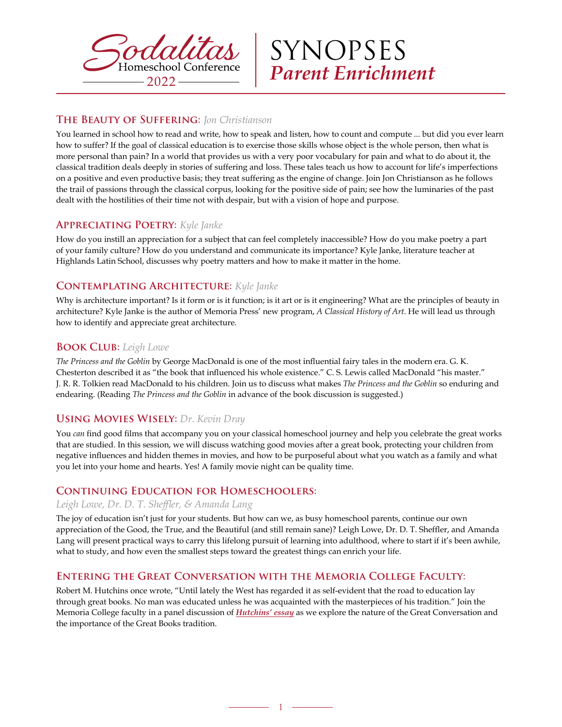# Sodalitas Homeschool Conference 2022

# SYNOPSES *Parent Enrichment*

## The Beauty of Suffering: *Jon Christianson*

You learned in school how to read and write, how to speak and listen, how to count and compute ... but did you ever learn how to suffer? If the goal of classical education is to exercise those skills whose object is the whole person, then what is more personal than pain? In a world that provides us with a very poor vocabulary for pain and what to do about it, the classical tradition deals deeply in stories of suffering and loss. These tales teach us how to account for life's imperfections on a positive and even productive basis; they treat suffering as the engine of change. Join Jon Christianson as he follows the trail of passions through the classical corpus, looking for the positive side of pain; see how the luminaries of the past dealt with the hostilities of their time not with despair, but with a vision of hope and purpose.

## Appreciating Poetry: *Kyle Janke*

How do you instill an appreciation for a subject that can feel completely inaccessible? How do you make poetry a part of your family culture? How do you understand and communicate its importance? Kyle Janke, literature teacher at Highlands Latin School, discusses why poetry matters and how to make it matter in the home.

## Contemplating Architecture: *Kyle Janke*

Why is architecture important? Is it form or is it function; is it art or is it engineering? What are the principles of beauty in architecture? Kyle Janke is the author of Memoria Press' new program, *A Classical History of Art*. He will lead us through how to identify and appreciate great architecture.

## Book Club: *Leigh Lowe*

*The Princess and the Goblin* by George MacDonald is one of the most influential fairy tales in the modern era. G. K. Chesterton described it as "the book that influenced his whole existence." C. S. Lewis called MacDonald "his master." J. R. R. Tolkien read MacDonald to his children. Join us to discuss what makes *The Princess and the Goblin* so enduring and endearing. (Reading *The Princess and the Goblin* in advance of the book discussion is suggested.)

## Using Movies Wisely: *Dr. Kevin Dray*

You *can* find good films that accompany you on your classical homeschool journey and help you celebrate the great works that are studied. In this session, we will discuss watching good movies after a great book, protecting your children from negative influences and hidden themes in movies, and how to be purposeful about what you watch as a family and what you let into your home and hearts. Yes! A family movie night can be quality time.

## Continuing Education for Homeschoolers:

*Leigh Lowe, Dr. D. T. Sheffler, & Amanda Lang*

The joy of education isn't just for your students. But how can we, as busy homeschool parents, continue our own appreciation of the Good, the True, and the Beautiful (and still remain sane)? Leigh Lowe, Dr. D. T. Sheffler, and Amanda Lang will present practical ways to carry this lifelong pursuit of learning into adulthood, where to start if it's been awhile, what to study, and how even the smallest steps toward the greatest things can enrich your life.

## Entering the Great Conversation with the Memoria College Faculty:

Robert M. Hutchins once wrote, "Until lately the West has regarded it as self-evident that the road to education lay through great books. No man was educated unless he was acquainted with the masterpieces of his tradition." Join the Memoria College faculty in a panel discussion of ***Hutchins' essay*** as we explore the nature of the Great Conversation and the importance of the Great Books tradition.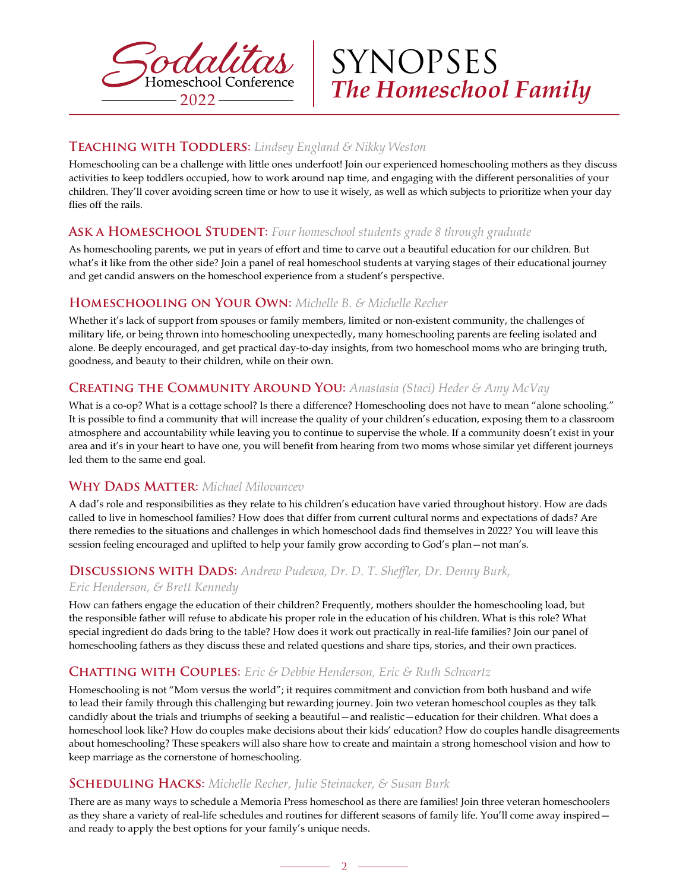# Sodalitas Homeschool Conference 2022 | SYNOPSES *The Homeschool Family*

### Teaching with Toddlers: *Lindsey England & Nikky Weston*

Homeschooling can be a challenge with little ones underfoot! Join our experienced homeschooling mothers as they discuss activities to keep toddlers occupied, how to work around nap time, and engaging with the different personalities of your children. They'll cover avoiding screen time or how to use it wisely, as well as which subjects to prioritize when your day flies off the rails.

### Ask a Homeschool Student: *Four homeschool students grade 8 through graduate*

As homeschooling parents, we put in years of effort and time to carve out a beautiful education for our children. But what's it like from the other side? Join a panel of real homeschool students at varying stages of their educational journey and get candid answers on the homeschool experience from a student's perspective.

### Homeschooling on Your Own: *Michelle B. & Michelle Recher*

Whether it's lack of support from spouses or family members, limited or non-existent community, the challenges of military life, or being thrown into homeschooling unexpectedly, many homeschooling parents are feeling isolated and alone. Be deeply encouraged, and get practical day-to-day insights, from two homeschool moms who are bringing truth, goodness, and beauty to their children, while on their own.

### Creating the Community Around You: *Anastasia (Staci) Heder & Amy McVay*

What is a co-op? What is a cottage school? Is there a difference? Homeschooling does not have to mean "alone schooling." It is possible to find a community that will increase the quality of your children's education, exposing them to a classroom atmosphere and accountability while leaving you to continue to supervise the whole. If a community doesn't exist in your area and it's in your heart to have one, you will benefit from hearing from two moms whose similar yet different journeys led them to the same end goal.

### Why Dads Matter: *Michael Milovancev*

A dad's role and responsibilities as they relate to his children's education have varied throughout history. How are dads called to live in homeschool families? How does that differ from current cultural norms and expectations of dads? Are there remedies to the situations and challenges in which homeschool dads find themselves in 2022? You will leave this session feeling encouraged and uplifted to help your family grow according to God's plan—not man's.

### Discussions with Dads: *Andrew Pudewa, Dr. D. T. Sheffler, Dr. Denny Burk, Eric Henderson, & Brett Kennedy*

How can fathers engage the education of their children? Frequently, mothers shoulder the homeschooling load, but the responsible father will refuse to abdicate his proper role in the education of his children. What is this role? What special ingredient do dads bring to the table? How does it work out practically in real-life families? Join our panel of homeschooling fathers as they discuss these and related questions and share tips, stories, and their own practices.

### Chatting with Couples: *Eric & Debbie Henderson, Eric & Ruth Schwartz*

Homeschooling is not "Mom versus the world"; it requires commitment and conviction from both husband and wife to lead their family through this challenging but rewarding journey. Join two veteran homeschool couples as they talk candidly about the trials and triumphs of seeking a beautiful—and realistic—education for their children. What does a homeschool look like? How do couples make decisions about their kids' education? How do couples handle disagreements about homeschooling? These speakers will also share how to create and maintain a strong homeschool vision and how to keep marriage as the cornerstone of homeschooling.

### Scheduling Hacks: *Michelle Recher, Julie Steinacker, & Susan Burk*

There are as many ways to schedule a Memoria Press homeschool as there are families! Join three veteran homeschoolers as they share a variety of real-life schedules and routines for different seasons of family life. You'll come away inspired—and ready to apply the best options for your family's unique needs.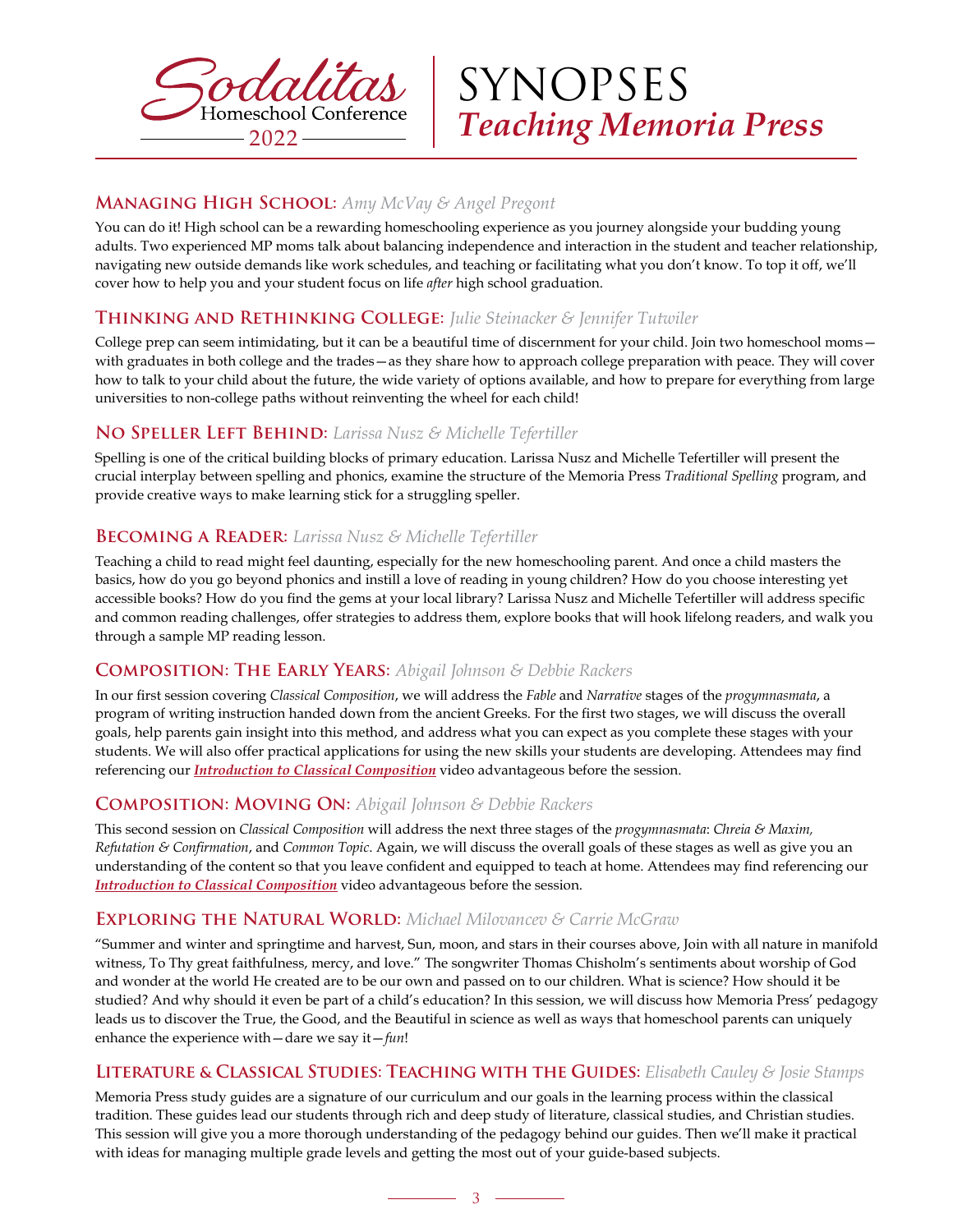# Sodalitas Homeschool Conference 2022 | SYNOPSES *Teaching Memoria Press*

## Managing High School: *Amy McVay & Angel Pregont*

You can do it! High school can be a rewarding homeschooling experience as you journey alongside your budding young adults. Two experienced MP moms talk about balancing independence and interaction in the student and teacher relationship, navigating new outside demands like work schedules, and teaching or facilitating what you don't know. To top it off, we'll cover how to help you and your student focus on life *after* high school graduation.

## Thinking and Rethinking College: *Julie Steinacker & Jennifer Tutwiler*

College prep can seem intimidating, but it can be a beautiful time of discernment for your child. Join two homeschool moms—with graduates in both college and the trades—as they share how to approach college preparation with peace. They will cover how to talk to your child about the future, the wide variety of options available, and how to prepare for everything from large universities to non-college paths without reinventing the wheel for each child!

## No Speller Left Behind: *Larissa Nusz & Michelle Tefertiller*

Spelling is one of the critical building blocks of primary education. Larissa Nusz and Michelle Tefertiller will present the crucial interplay between spelling and phonics, examine the structure of the Memoria Press *Traditional Spelling* program, and provide creative ways to make learning stick for a struggling speller.

## Becoming a Reader: *Larissa Nusz & Michelle Tefertiller*

Teaching a child to read might feel daunting, especially for the new homeschooling parent. And once a child masters the basics, how do you go beyond phonics and instill a love of reading in young children? How do you choose interesting yet accessible books? How do you find the gems at your local library? Larissa Nusz and Michelle Tefertiller will address specific and common reading challenges, offer strategies to address them, explore books that will hook lifelong readers, and walk you through a sample MP reading lesson.

## Composition: The Early Years: *Abigail Johnson & Debbie Rackers*

In our first session covering *Classical Composition*, we will address the *Fable* and *Narrative* stages of the *progymnasmata*, a program of writing instruction handed down from the ancient Greeks. For the first two stages, we will discuss the overall goals, help parents gain insight into this method, and address what you can expect as you complete these stages with your students. We will also offer practical applications for using the new skills your students are developing. Attendees may find referencing our ***Introduction to Classical Composition*** video advantageous before the session.

## Composition: Moving On: *Abigail Johnson & Debbie Rackers*

This second session on *Classical Composition* will address the next three stages of the *progymnasmata*: *Chreia & Maxim, Refutation & Confirmation*, and *Common Topic*. Again, we will discuss the overall goals of these stages as well as give you an understanding of the content so that you leave confident and equipped to teach at home. Attendees may find referencing our ***Introduction to Classical Composition*** video advantageous before the session.

## Exploring the Natural World: *Michael Milovancev & Carrie McGraw*

"Summer and winter and springtime and harvest, Sun, moon, and stars in their courses above, Join with all nature in manifold witness, To Thy great faithfulness, mercy, and love." The songwriter Thomas Chisholm's sentiments about worship of God and wonder at the world He created are to be our own and passed on to our children. What is science? How should it be studied? And why should it even be part of a child's education? In this session, we will discuss how Memoria Press' pedagogy leads us to discover the True, the Good, and the Beautiful in science as well as ways that homeschool parents can uniquely enhance the experience with—dare we say it—*fun*!

## Literature & Classical Studies: Teaching with the Guides: *Elisabeth Cauley & Josie Stamps*

Memoria Press study guides are a signature of our curriculum and our goals in the learning process within the classical tradition. These guides lead our students through rich and deep study of literature, classical studies, and Christian studies. This session will give you a more thorough understanding of the pedagogy behind our guides. Then we'll make it practical with ideas for managing multiple grade levels and getting the most out of your guide-based subjects.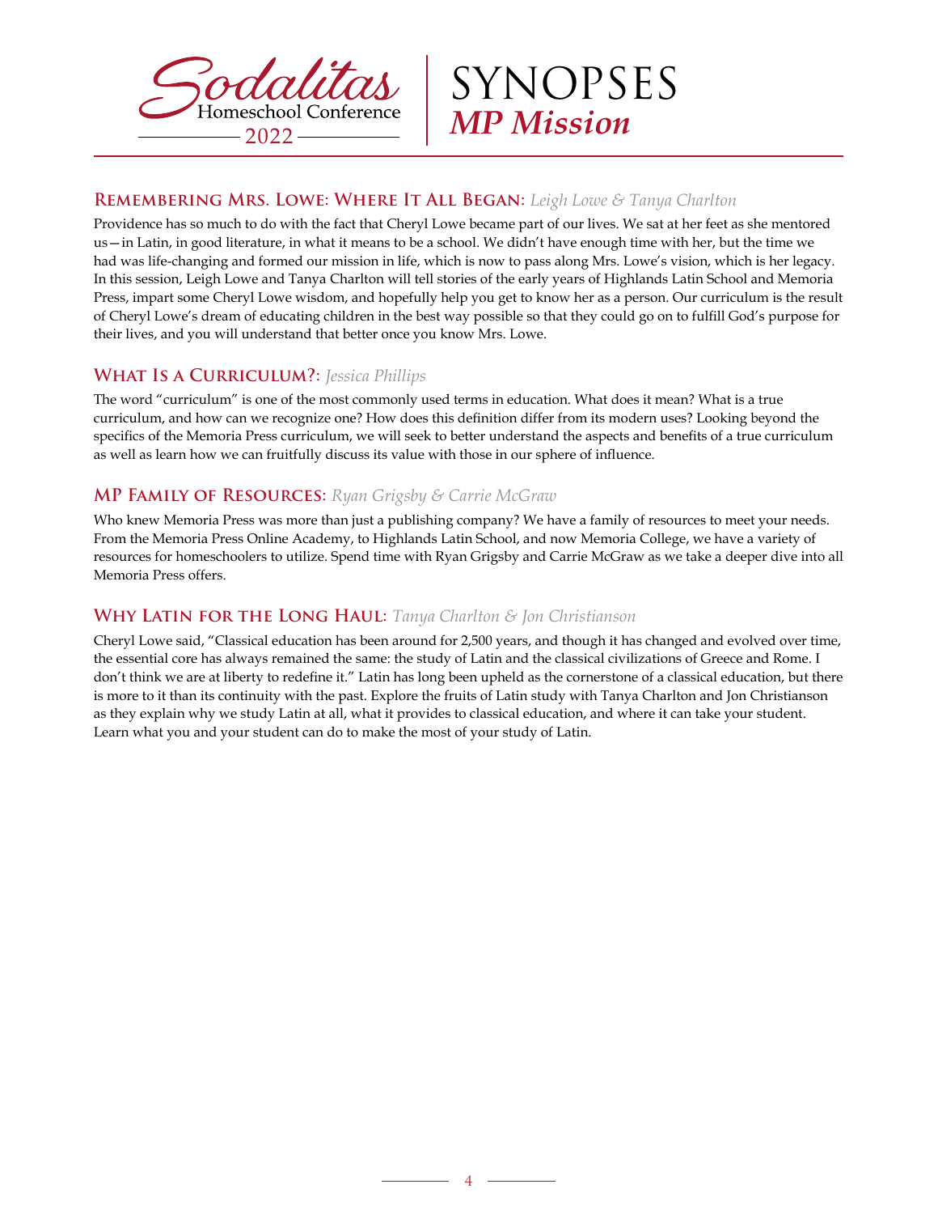# SYNOPSES
## *MP Mission*

### Remembering Mrs. Lowe: Where It All Began: *Leigh Lowe & Tanya Charlton*

Providence has so much to do with the fact that Cheryl Lowe became part of our lives. We sat at her feet as she mentored us—in Latin, in good literature, in what it means to be a school. We didn't have enough time with her, but the time we had was life-changing and formed our mission in life, which is now to pass along Mrs. Lowe's vision, which is her legacy. In this session, Leigh Lowe and Tanya Charlton will tell stories of the early years of Highlands Latin School and Memoria Press, impart some Cheryl Lowe wisdom, and hopefully help you get to know her as a person. Our curriculum is the result of Cheryl Lowe's dream of educating children in the best way possible so that they could go on to fulfill God's purpose for their lives, and you will understand that better once you know Mrs. Lowe.

### What Is a Curriculum?: *Jessica Phillips*

The word "curriculum" is one of the most commonly used terms in education. What does it mean? What is a true curriculum, and how can we recognize one? How does this definition differ from its modern uses? Looking beyond the specifics of the Memoria Press curriculum, we will seek to better understand the aspects and benefits of a true curriculum as well as learn how we can fruitfully discuss its value with those in our sphere of influence.

### MP Family of Resources: *Ryan Grigsby & Carrie McGraw*

Who knew Memoria Press was more than just a publishing company? We have a family of resources to meet your needs. From the Memoria Press Online Academy, to Highlands Latin School, and now Memoria College, we have a variety of resources for homeschoolers to utilize. Spend time with Ryan Grigsby and Carrie McGraw as we take a deeper dive into all Memoria Press offers.

### Why Latin for the Long Haul: *Tanya Charlton & Jon Christianson*

Cheryl Lowe said, "Classical education has been around for 2,500 years, and though it has changed and evolved over time, the essential core has always remained the same: the study of Latin and the classical civilizations of Greece and Rome. I don't think we are at liberty to redefine it." Latin has long been upheld as the cornerstone of a classical education, but there is more to it than its continuity with the past. Explore the fruits of Latin study with Tanya Charlton and Jon Christianson as they explain why we study Latin at all, what it provides to classical education, and where it can take your student. Learn what you and your student can do to make the most of your study of Latin.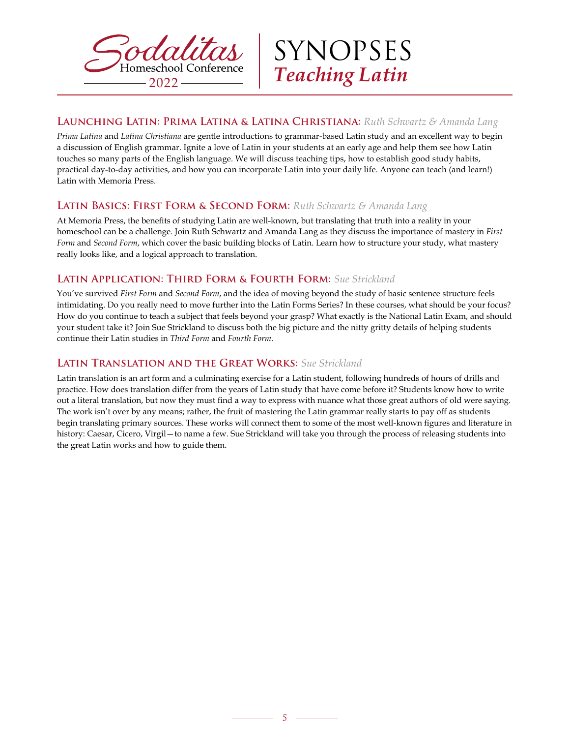# Sodalitas Homeschool Conference 2022 | SYNOPSES *Teaching Latin*

### Launching Latin: Prima Latina & Latina Christiana: *Ruth Schwartz & Amanda Lang*

*Prima Latina* and *Latina Christiana* are gentle introductions to grammar-based Latin study and an excellent way to begin a discussion of English grammar. Ignite a love of Latin in your students at an early age and help them see how Latin touches so many parts of the English language. We will discuss teaching tips, how to establish good study habits, practical day-to-day activities, and how you can incorporate Latin into your daily life. Anyone can teach (and learn!) Latin with Memoria Press.

### Latin Basics: First Form & Second Form: *Ruth Schwartz & Amanda Lang*

At Memoria Press, the benefits of studying Latin are well-known, but translating that truth into a reality in your homeschool can be a challenge. Join Ruth Schwartz and Amanda Lang as they discuss the importance of mastery in *First Form* and *Second Form*, which cover the basic building blocks of Latin. Learn how to structure your study, what mastery really looks like, and a logical approach to translation.

### Latin Application: Third Form & Fourth Form: *Sue Strickland*

You've survived *First Form* and *Second Form*, and the idea of moving beyond the study of basic sentence structure feels intimidating. Do you really need to move further into the Latin Forms Series? In these courses, what should be your focus? How do you continue to teach a subject that feels beyond your grasp? What exactly is the National Latin Exam, and should your student take it? Join Sue Strickland to discuss both the big picture and the nitty gritty details of helping students continue their Latin studies in *Third Form* and *Fourth Form*.

### Latin Translation and the Great Works: *Sue Strickland*

Latin translation is an art form and a culminating exercise for a Latin student, following hundreds of hours of drills and practice. How does translation differ from the years of Latin study that have come before it? Students know how to write out a literal translation, but now they must find a way to express with nuance what those great authors of old were saying. The work isn't over by any means; rather, the fruit of mastering the Latin grammar really starts to pay off as students begin translating primary sources. These works will connect them to some of the most well-known figures and literature in history: Caesar, Cicero, Virgil—to name a few. Sue Strickland will take you through the process of releasing students into the great Latin works and how to guide them.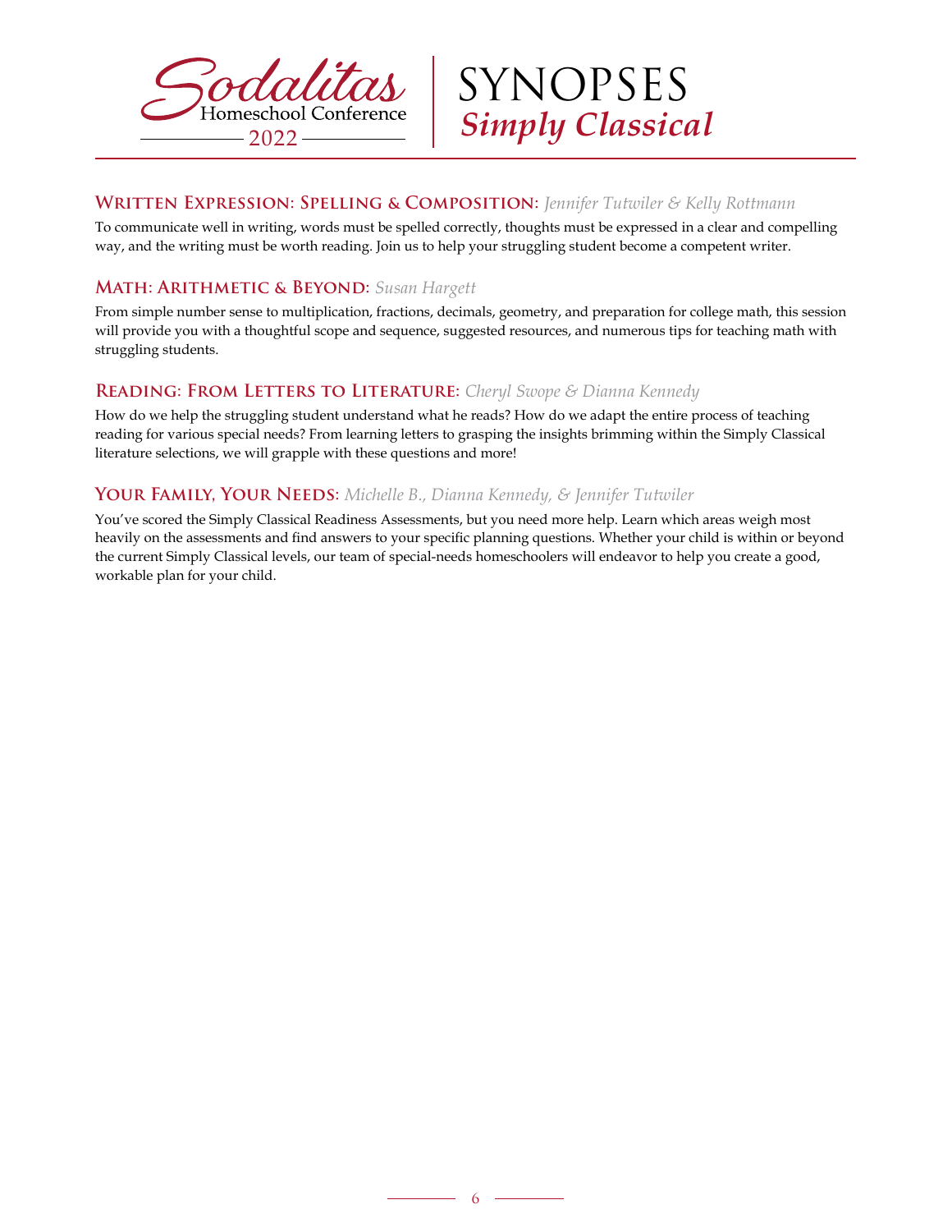# SYNOPSES *Simply Classical*

### Written Expression: Spelling & Composition: *Jennifer Tutwiler & Kelly Rottmann*

To communicate well in writing, words must be spelled correctly, thoughts must be expressed in a clear and compelling way, and the writing must be worth reading. Join us to help your struggling student become a competent writer.

### Math: Arithmetic & Beyond: *Susan Hargett*

From simple number sense to multiplication, fractions, decimals, geometry, and preparation for college math, this session will provide you with a thoughtful scope and sequence, suggested resources, and numerous tips for teaching math with struggling students.

### Reading: From Letters to Literature: *Cheryl Swope & Dianna Kennedy*

How do we help the struggling student understand what he reads? How do we adapt the entire process of teaching reading for various special needs? From learning letters to grasping the insights brimming within the Simply Classical literature selections, we will grapple with these questions and more!

### Your Family, Your Needs: *Michelle B., Dianna Kennedy, & Jennifer Tutwiler*

You've scored the Simply Classical Readiness Assessments, but you need more help. Learn which areas weigh most heavily on the assessments and find answers to your specific planning questions. Whether your child is within or beyond the current Simply Classical levels, our team of special-needs homeschoolers will endeavor to help you create a good, workable plan for your child.